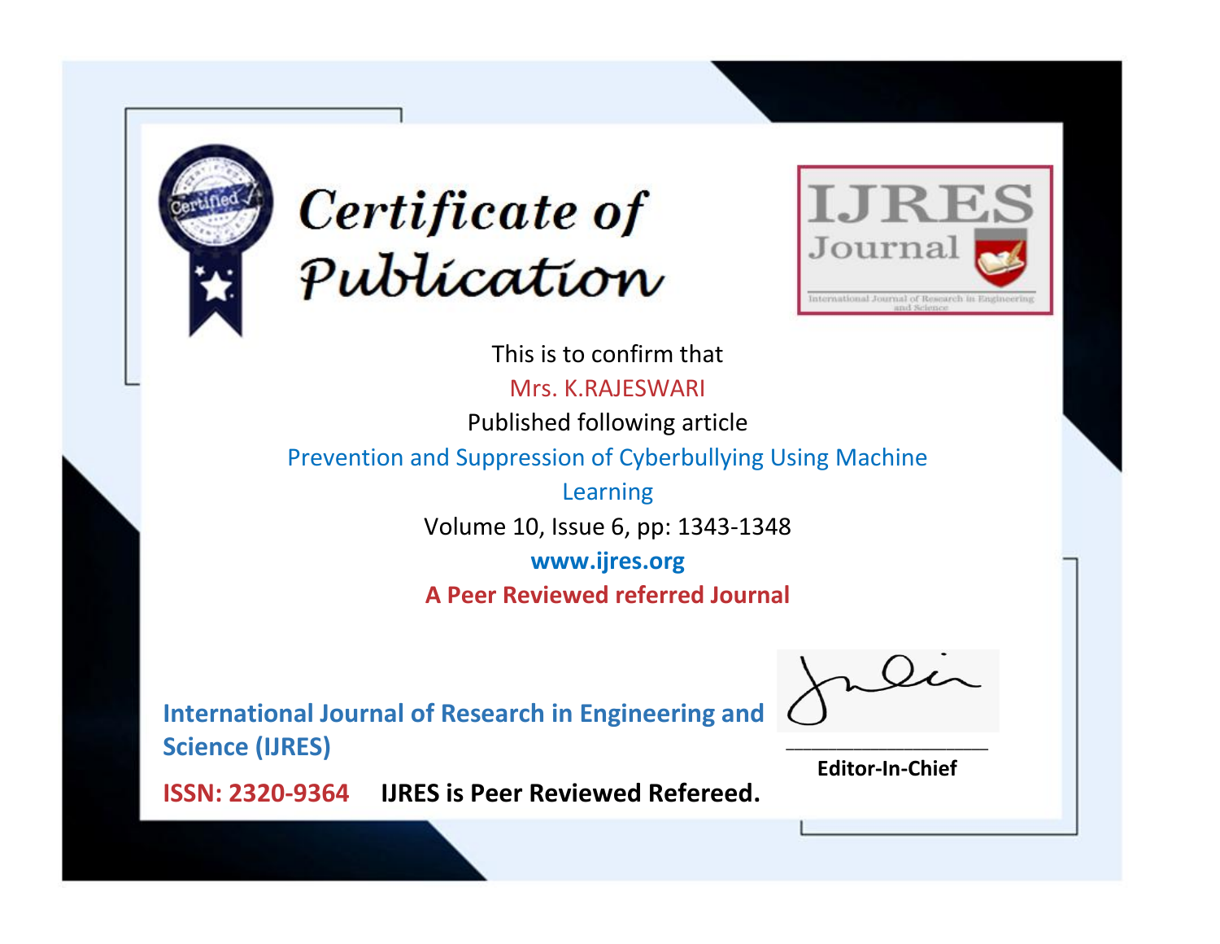# Certificate of Publication

**IJRES Journal**

International Journal of Research in Engineering and Science

This is to confirm that

Mrs. K.RAJESWARI

Published following article

Prevention and Suppression of Cyberbullying Using Machine Learning

Volume 10, Issue 6, pp: 1343-1348

**www.ijres.org**

**A Peer Reviewed referred Journal**

**International Journal of Research in Engineering and Science (IJRES)**

**ISSN: 2320-9364** **IJRES is Peer Reviewed Refereed.**

**Editor-In-Chief**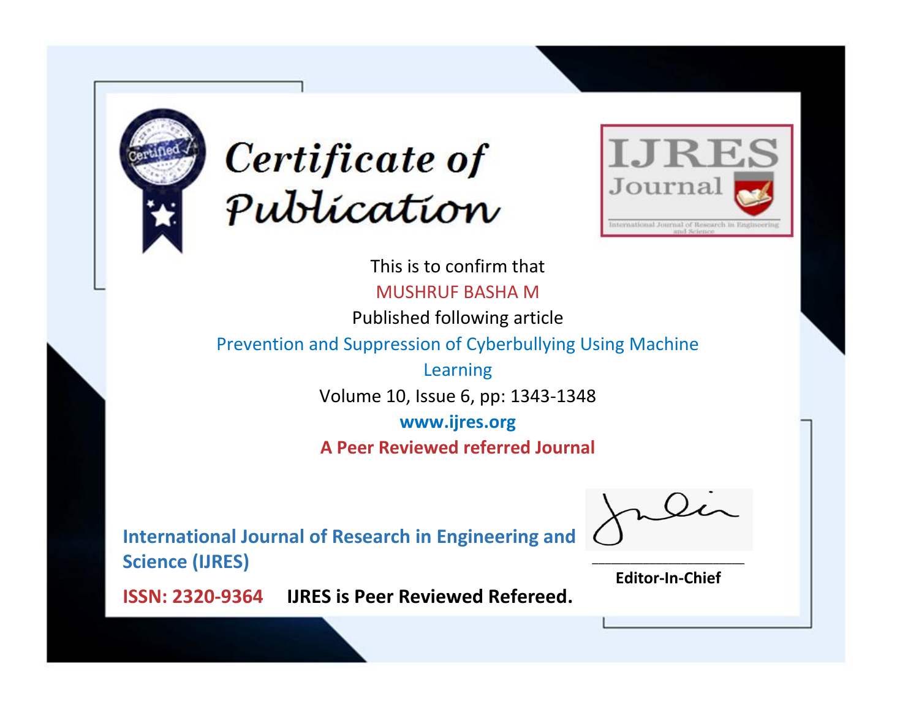# Certificate of Publication

IJRES Journal

International Journal of Research in Engineering and Science

This is to confirm that

MUSHRUF BASHA M

Published following article

Prevention and Suppression of Cyberbullying Using Machine Learning

Volume 10, Issue 6, pp: 1343-1348

**www.ijres.org**

**A Peer Reviewed referred Journal**

**International Journal of Research in Engineering and Science (IJRES)**

**ISSN: 2320-9364** **IJRES is Peer Reviewed Refereed.**

**Editor-In-Chief**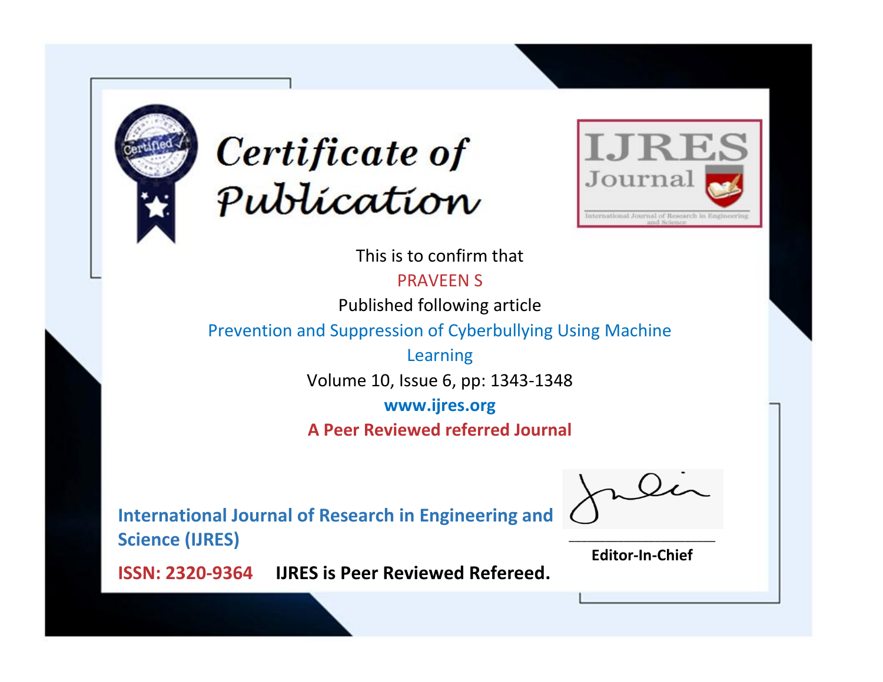# Certificate of Publication

**IJRES Journal**

International Journal of Research in Engineering and Science

This is to confirm that

PRAVEEN S

Published following article

Prevention and Suppression of Cyberbullying Using Machine Learning

Volume 10, Issue 6, pp: 1343-1348

**www.ijres.org**

**A Peer Reviewed referred Journal**

**International Journal of Research in Engineering and Science (IJRES)**

**ISSN: 2320-9364** **IJRES is Peer Reviewed Refereed.**

**Editor-In-Chief**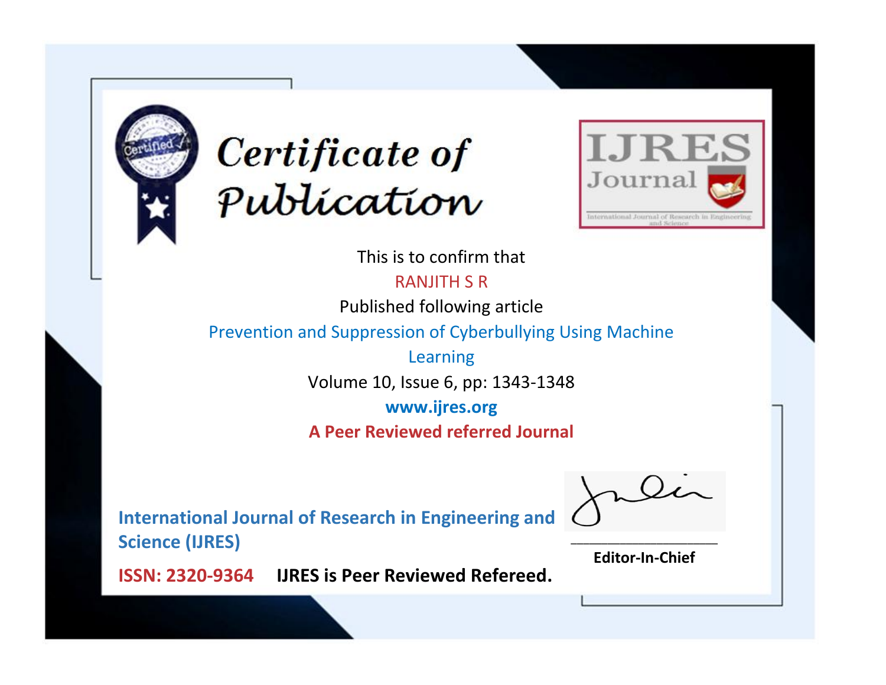# Certificate of Publication

IJRES Journal

International Journal of Research in Engineering and Science

This is to confirm that

RANJITH S R

Published following article

Prevention and Suppression of Cyberbullying Using Machine Learning

Volume 10, Issue 6, pp: 1343-1348

www.ijres.org

**A Peer Reviewed referred Journal**

**International Journal of Research in Engineering and Science (IJRES)**

**ISSN: 2320-9364** **IJRES is Peer Reviewed Refereed.**

**Editor-In-Chief**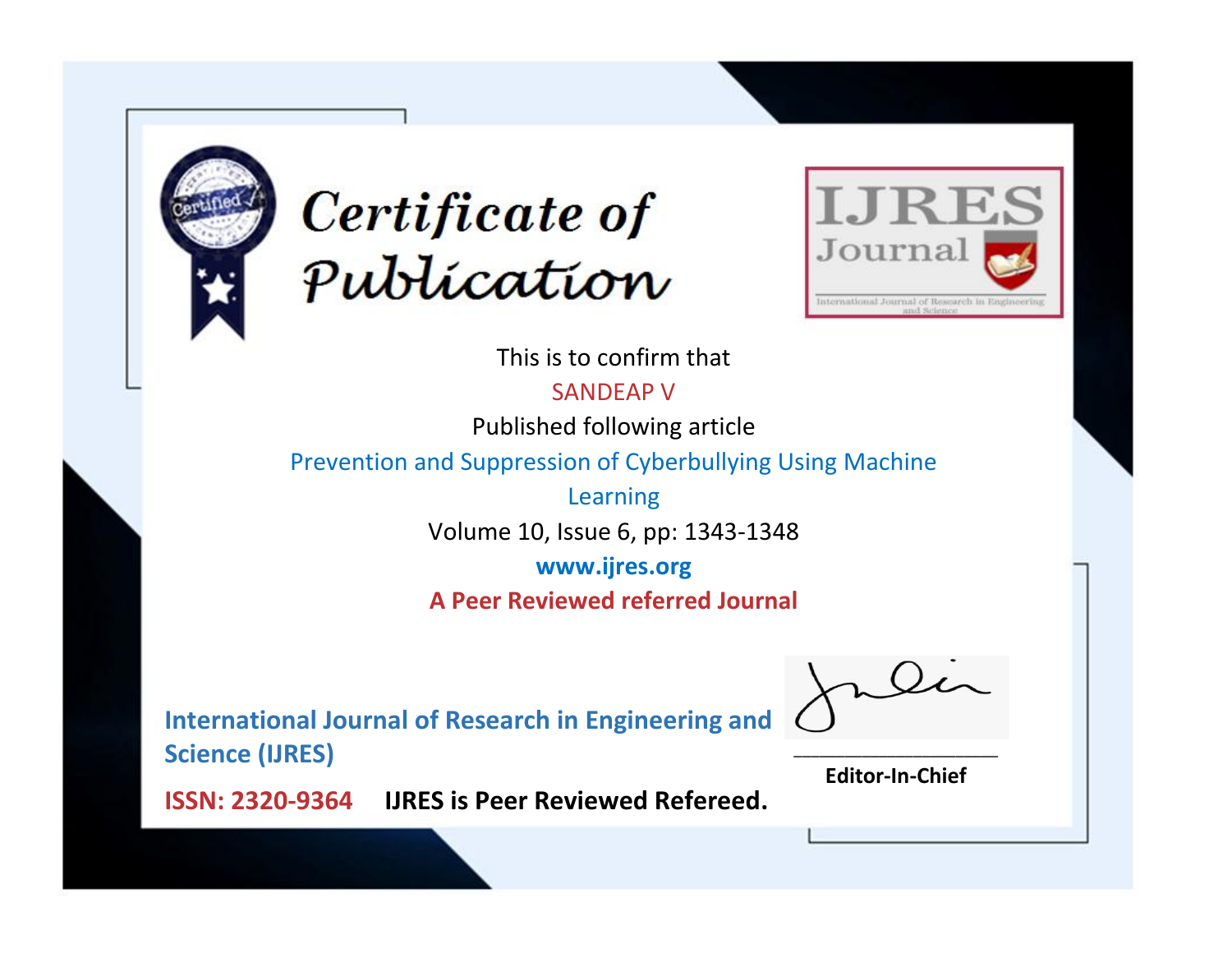# Certificate of Publication

IJRES Journal

International Journal of Research in Engineering and Science

This is to confirm that

SANDEAP V

Published following article

Prevention and Suppression of Cyberbullying Using Machine Learning

Volume 10, Issue 6, pp: 1343-1348

**www.ijres.org**

**A Peer Reviewed referred Journal**

**International Journal of Research in Engineering and Science (IJRES)**

**ISSN: 2320-9364** **IJRES is Peer Reviewed Refereed.**

**Editor-In-Chief**